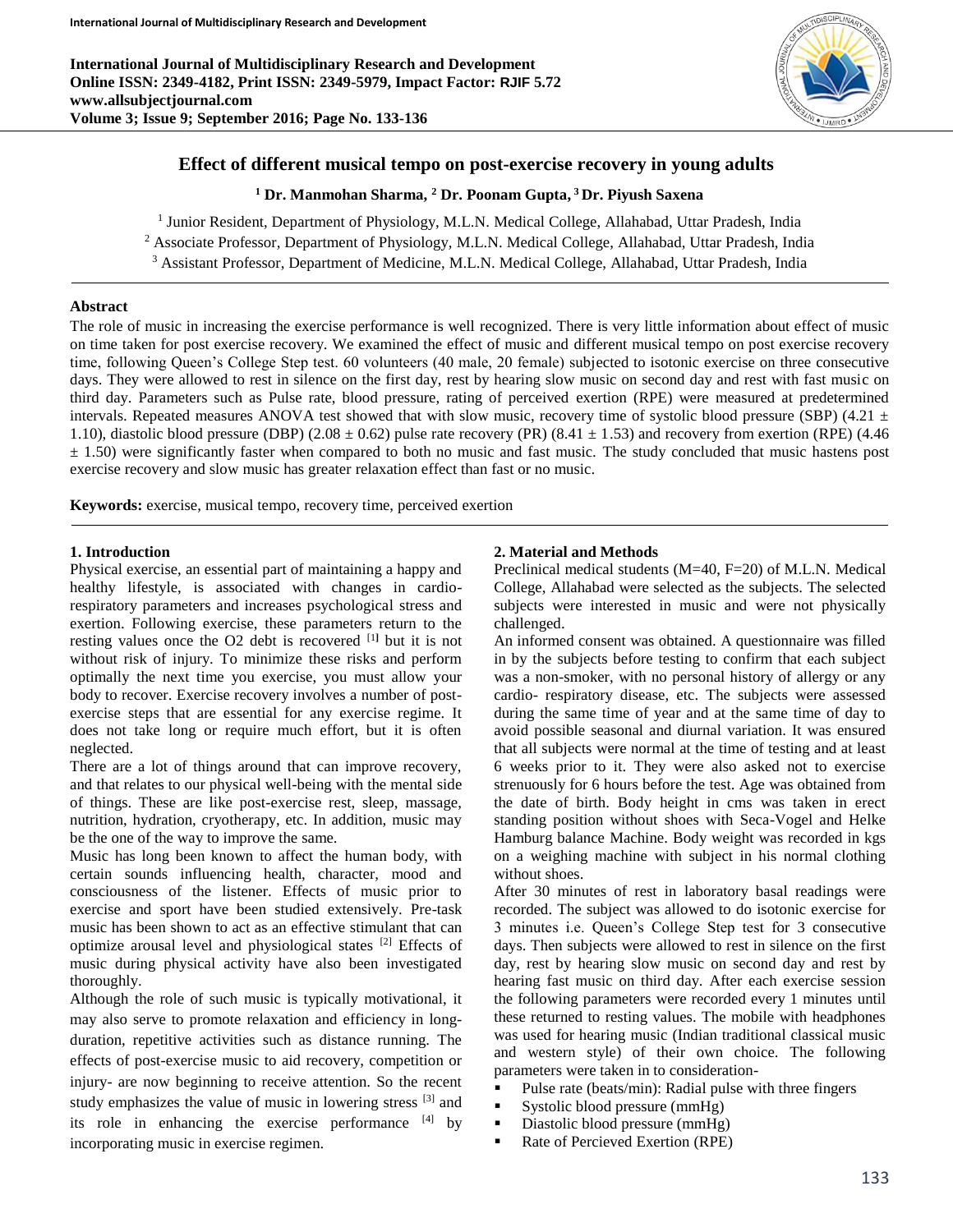# Effect of different musical tempo on post-exercise recovery in young adults

**[1] Dr. Manmohan Sharma, [2] Dr. Poonam Gupta, [3] Dr. Piyush Saxena**

[1] Junior Resident, Department of Physiology, M.L.N. Medical College, Allahabad, Uttar Pradesh, India
[2] Associate Professor, Department of Physiology, M.L.N. Medical College, Allahabad, Uttar Pradesh, India
[3] Assistant Professor, Department of Medicine, M.L.N. Medical College, Allahabad, Uttar Pradesh, India

## Abstract

The role of music in increasing the exercise performance is well recognized. There is very little information about effect of music on time taken for post exercise recovery. We examined the effect of music and different musical tempo on post exercise recovery time, following Queen's College Step test. 60 volunteers (40 male, 20 female) subjected to isotonic exercise on three consecutive days. They were allowed to rest in silence on the first day, rest by hearing slow music on second day and rest with fast music on third day. Parameters such as Pulse rate, blood pressure, rating of perceived exertion (RPE) were measured at predetermined intervals. Repeated measures ANOVA test showed that with slow music, recovery time of systolic blood pressure (SBP) ($4.21 \pm 1.10$), diastolic blood pressure (DBP) ($2.08 \pm 0.62$) pulse rate recovery (PR) ($8.41 \pm 1.53$) and recovery from exertion (RPE) ($4.46 \pm 1.50$) were significantly faster when compared to both no music and fast music. The study concluded that music hastens post exercise recovery and slow music has greater relaxation effect than fast or no music.

**Keywords:** exercise, musical tempo, recovery time, perceived exertion

## 1. Introduction

Physical exercise, an essential part of maintaining a happy and healthy lifestyle, is associated with changes in cardio-respiratory parameters and increases psychological stress and exertion. Following exercise, these parameters return to the resting values once the $O_2$ debt is recovered [1] but it is not without risk of injury. To minimize these risks and perform optimally the next time you exercise, you must allow your body to recover. Exercise recovery involves a number of post-exercise steps that are essential for any exercise regime. It does not take long or require much effort, but it is often neglected.

There are a lot of things around that can improve recovery, and that relates to our physical well-being with the mental side of things. These are like post-exercise rest, sleep, massage, nutrition, hydration, cryotherapy, etc. In addition, music may be the one of the way to improve the same.

Music has long been known to affect the human body, with certain sounds influencing health, character, mood and consciousness of the listener. Effects of music prior to exercise and sport have been studied extensively. Pre-task music has been shown to act as an effective stimulant that can optimize arousal level and physiological states [2] Effects of music during physical activity have also been investigated thoroughly.

Although the role of such music is typically motivational, it may also serve to promote relaxation and efficiency in long-duration, repetitive activities such as distance running. The effects of post-exercise music to aid recovery, competition or injury- are now beginning to receive attention. So the recent study emphasizes the value of music in lowering stress [3] and its role in enhancing the exercise performance [4] by incorporating music in exercise regimen.

## 2. Material and Methods

Preclinical medical students (M=40, F=20) of M.L.N. Medical College, Allahabad were selected as the subjects. The selected subjects were interested in music and were not physically challenged.

An informed consent was obtained. A questionnaire was filled in by the subjects before testing to confirm that each subject was a non-smoker, with no personal history of allergy or any cardio- respiratory disease, etc. The subjects were assessed during the same time of year and at the same time of day to avoid possible seasonal and diurnal variation. It was ensured that all subjects were normal at the time of testing and at least 6 weeks prior to it. They were also asked not to exercise strenuously for 6 hours before the test. Age was obtained from the date of birth. Body height in cms was taken in erect standing position without shoes with Seca-Vogel and Helke Hamburg balance Machine. Body weight was recorded in kgs on a weighing machine with subject in his normal clothing without shoes.

After 30 minutes of rest in laboratory basal readings were recorded. The subject was allowed to do isotonic exercise for 3 minutes i.e. Queen's College Step test for 3 consecutive days. Then subjects were allowed to rest in silence on the first day, rest by hearing slow music on second day and rest by hearing fast music on third day. After each exercise session the following parameters were recorded every 1 minutes until these returned to resting values. The mobile with headphones was used for hearing music (Indian traditional classical music and western style) of their own choice. The following parameters were taken in to consideration-

- Pulse rate (beats/min): Radial pulse with three fingers
- Systolic blood pressure (mmHg)
- Diastolic blood pressure (mmHg)
- Rate of Percieved Exertion (RPE)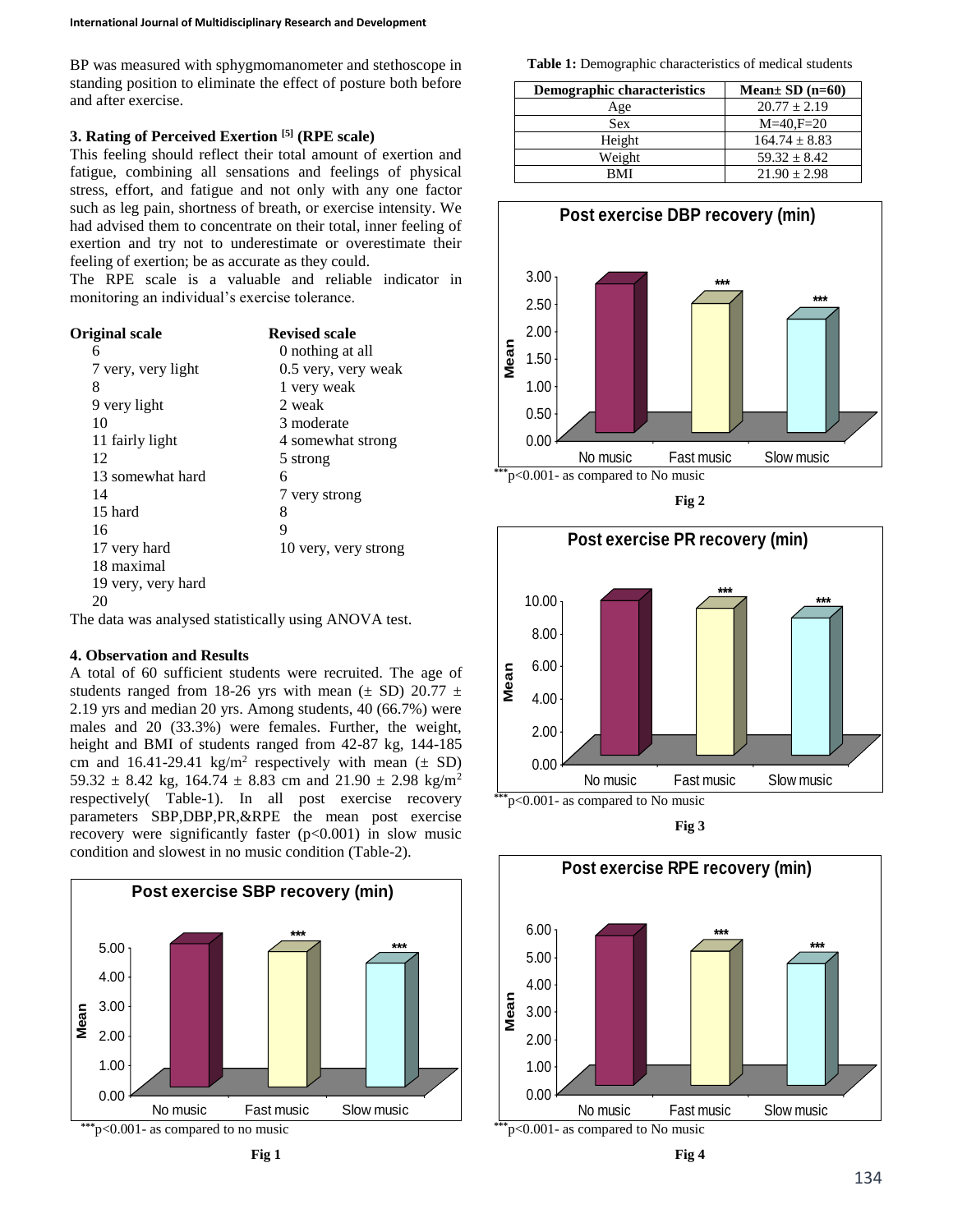BP was measured with sphygmomanometer and stethoscope in standing position to eliminate the effect of posture both before and after exercise.

### 3. Rating of Perceived Exertion [5] (RPE scale)

This feeling should reflect their total amount of exertion and fatigue, combining all sensations and feelings of physical stress, effort, and fatigue and not only with any one factor such as leg pain, shortness of breath, or exercise intensity. We had advised them to concentrate on their total, inner feeling of exertion and try not to underestimate or overestimate their feeling of exertion; be as accurate as they could.

The RPE scale is a valuable and reliable indicator in monitoring an individual's exercise tolerance.

| **Original scale** | **Revised scale** |
|---|---|
| 6 | 0 nothing at all |
| 7 very, very light | 0.5 very, very weak |
| 8 | 1 very weak |
| 9 very light | 2 weak |
| 10 | 3 moderate |
| 11 fairly light | 4 somewhat strong |
| 12 | 5 strong |
| 13 somewhat hard | 6 |
| 14 | 7 very strong |
| 15 hard | 8 |
| 16 | 9 |
| 17 very hard | 10 very, very strong |
| 18 maximal | |
| 19 very, very hard | |
| 20 | |

The data was analysed statistically using ANOVA test.

### 4. Observation and Results

A total of 60 sufficient students were recruited. The age of students ranged from 18-26 yrs with mean (± SD) 20.77 ± 2.19 yrs and median 20 yrs. Among students, 40 (66.7%) were males and 20 (33.3%) were females. Further, the weight, height and BMI of students ranged from 42-87 kg, 144-185 cm and 16.41-29.41 kg/m$^2$ respectively with mean (± SD) 59.32 ± 8.42 kg, 164.74 ± 8.83 cm and 21.90 ± 2.98 kg/m$^2$ respectively( Table-1). In all post exercise recovery parameters SBP,DBP,PR,&RPE the mean post exercise recovery were significantly faster ($p<0.001$) in slow music condition and slowest in no music condition (Table-2).

**Table 1:** Demographic characteristics of medical students

| Demographic characteristics | Mean± SD (n=60) |
|---|---|
| Age | 20.77 ± 2.19 |
| Sex | M=40,F=20 |
| Height | 164.74 ± 8.83 |
| Weight | 59.32 ± 8.42 |
| BMI | 21.90 ± 2.98 |

***p<0.001- as compared to no music

**Fig 1**

***p<0.001- as compared to No music

**Fig 2**

***p<0.001- as compared to No music

**Fig 3**

***p<0.001- as compared to No music

**Fig 4**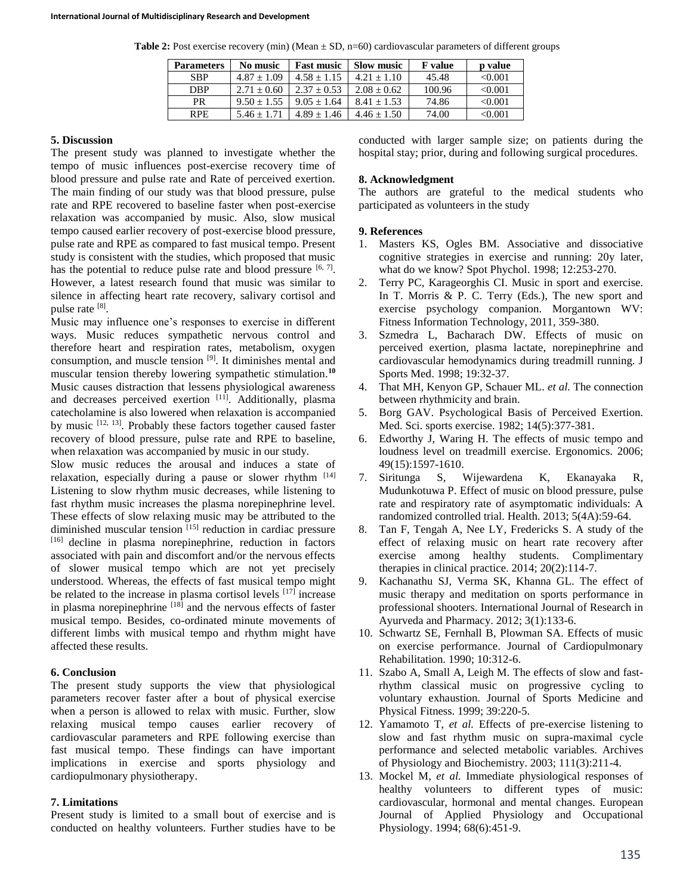**Table 2:** Post exercise recovery (min) (Mean ± SD, n=60) cardiovascular parameters of different groups

| Parameters | No music | Fast music | Slow music | F value | p value |
|---|---|---|---|---|---|
| SBP | 4.87 ± 1.09 | 4.58 ± 1.15 | 4.21 ± 1.10 | 45.48 | <0.001 |
| DBP | 2.71 ± 0.60 | 2.37 ± 0.53 | 2.08 ± 0.62 | 100.96 | <0.001 |
| PR | 9.50 ± 1.55 | 9.05 ± 1.64 | 8.41 ± 1.53 | 74.86 | <0.001 |
| RPE | 5.46 ± 1.71 | 4.89 ± 1.46 | 4.46 ± 1.50 | 74.00 | <0.001 |

## 5. Discussion

The present study was planned to investigate whether the tempo of music influences post-exercise recovery time of blood pressure and pulse rate and Rate of perceived exertion. The main finding of our study was that blood pressure, pulse rate and RPE recovered to baseline faster when post-exercise relaxation was accompanied by music. Also, slow musical tempo caused earlier recovery of post-exercise blood pressure, pulse rate and RPE as compared to fast musical tempo. Present study is consistent with the studies, which proposed that music has the potential to reduce pulse rate and blood pressure [6, 7]. However, a latest research found that music was similar to silence in affecting heart rate recovery, salivary cortisol and pulse rate [8].

Music may influence one's responses to exercise in different ways. Music reduces sympathetic nervous control and therefore heart and respiration rates, metabolism, oxygen consumption, and muscle tension [9]. It diminishes mental and muscular tension thereby lowering sympathetic stimulation.[10] Music causes distraction that lessens physiological awareness and decreases perceived exertion [11]. Additionally, plasma catecholamine is also lowered when relaxation is accompanied by music [12, 13]. Probably these factors together caused faster recovery of blood pressure, pulse rate and RPE to baseline, when relaxation was accompanied by music in our study.

Slow music reduces the arousal and induces a state of relaxation, especially during a pause or slower rhythm [14] Listening to slow rhythm music decreases, while listening to fast rhythm music increases the plasma norepinephrine level. These effects of slow relaxing music may be attributed to the diminished muscular tension [15] reduction in cardiac pressure [16] decline in plasma norepinephrine, reduction in factors associated with pain and discomfort and/or the nervous effects of slower musical tempo which are not yet precisely understood. Whereas, the effects of fast musical tempo might be related to the increase in plasma cortisol levels [17] increase in plasma norepinephrine [18] and the nervous effects of faster musical tempo. Besides, co-ordinated minute movements of different limbs with musical tempo and rhythm might have affected these results.

## 6. Conclusion

The present study supports the view that physiological parameters recover faster after a bout of physical exercise when a person is allowed to relax with music. Further, slow relaxing musical tempo causes earlier recovery of cardiovascular parameters and RPE following exercise than fast musical tempo. These findings can have important implications in exercise and sports physiology and cardiopulmonary physiotherapy.

## 7. Limitations

Present study is limited to a small bout of exercise and is conducted on healthy volunteers. Further studies have to be conducted with larger sample size; on patients during the hospital stay; prior, during and following surgical procedures.

## 8. Acknowledgment

The authors are grateful to the medical students who participated as volunteers in the study

## 9. References

1. Masters KS, Ogles BM. Associative and dissociative cognitive strategies in exercise and running: 20y later, what do we know? Spot Phychol. 1998; 12:253-270.
2. Terry PC, Karageorghis CI. Music in sport and exercise. In T. Morris & P. C. Terry (Eds.), The new sport and exercise psychology companion. Morgantown WV: Fitness Information Technology, 2011, 359-380.
3. Szmedra L, Bacharach DW. Effects of music on perceived exertion, plasma lactate, norepinephrine and cardiovascular hemodynamics during treadmill running. J Sports Med. 1998; 19:32-37.
4. That MH, Kenyon GP, Schauer ML. *et al.* The connection between rhythmicity and brain.
5. Borg GAV. Psychological Basis of Perceived Exertion. Med. Sci. sports exercise. 1982; 14(5):377-381.
6. Edworthy J, Waring H. The effects of music tempo and loudness level on treadmill exercise. Ergonomics. 2006; 49(15):1597-1610.
7. Siritunga S, Wijewardena K, Ekanayaka R, Mudunkotuwa P. Effect of music on blood pressure, pulse rate and respiratory rate of asymptomatic individuals: A randomized controlled trial. Health. 2013; 5(4A):59-64.
8. Tan F, Tengah A, Nee LY, Fredericks S. A study of the effect of relaxing music on heart rate recovery after exercise among healthy students. Complimentary therapies in clinical practice. 2014; 20(2):114-7.
9. Kachanathu SJ, Verma SK, Khanna GL. The effect of music therapy and meditation on sports performance in professional shooters. International Journal of Research in Ayurveda and Pharmacy. 2012; 3(1):133-6.
10. Schwartz SE, Fernhall B, Plowman SA. Effects of music on exercise performance. Journal of Cardiopulmonary Rehabilitation. 1990; 10:312-6.
11. Szabo A, Small A, Leigh M. The effects of slow and fast-rhythm classical music on progressive cycling to voluntary exhaustion. Journal of Sports Medicine and Physical Fitness. 1999; 39:220-5.
12. Yamamoto T, *et al.* Effects of pre-exercise listening to slow and fast rhythm music on supra-maximal cycle performance and selected metabolic variables. Archives of Physiology and Biochemistry. 2003; 111(3):211-4.
13. Mockel M, *et al.* Immediate physiological responses of healthy volunteers to different types of music: cardiovascular, hormonal and mental changes. European Journal of Applied Physiology and Occupational Physiology. 1994; 68(6):451-9.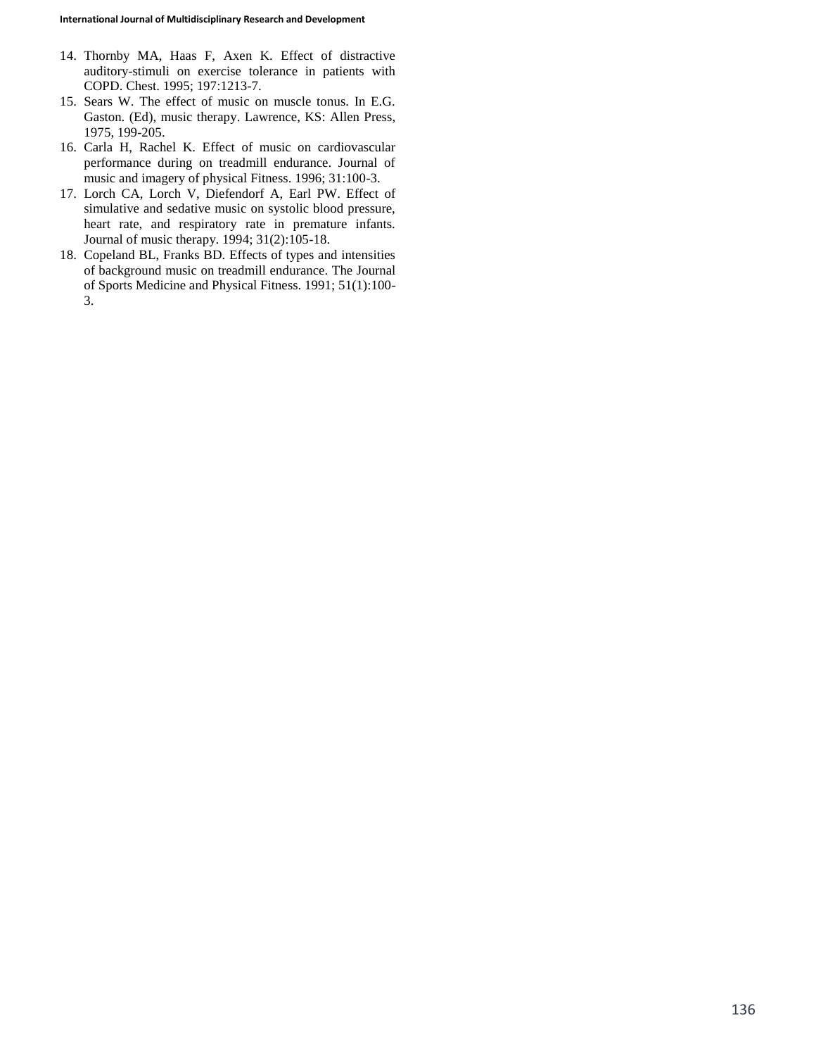14. Thornby MA, Haas F, Axen K. Effect of distractive auditory-stimuli on exercise tolerance in patients with COPD. Chest. 1995; 197:1213-7.
15. Sears W. The effect of music on muscle tonus. In E.G. Gaston. (Ed), music therapy. Lawrence, KS: Allen Press, 1975, 199-205.
16. Carla H, Rachel K. Effect of music on cardiovascular performance during on treadmill endurance. Journal of music and imagery of physical Fitness. 1996; 31:100-3.
17. Lorch CA, Lorch V, Diefendorf A, Earl PW. Effect of simulative and sedative music on systolic blood pressure, heart rate, and respiratory rate in premature infants. Journal of music therapy. 1994; 31(2):105-18.
18. Copeland BL, Franks BD. Effects of types and intensities of background music on treadmill endurance. The Journal of Sports Medicine and Physical Fitness. 1991; 51(1):100-3.